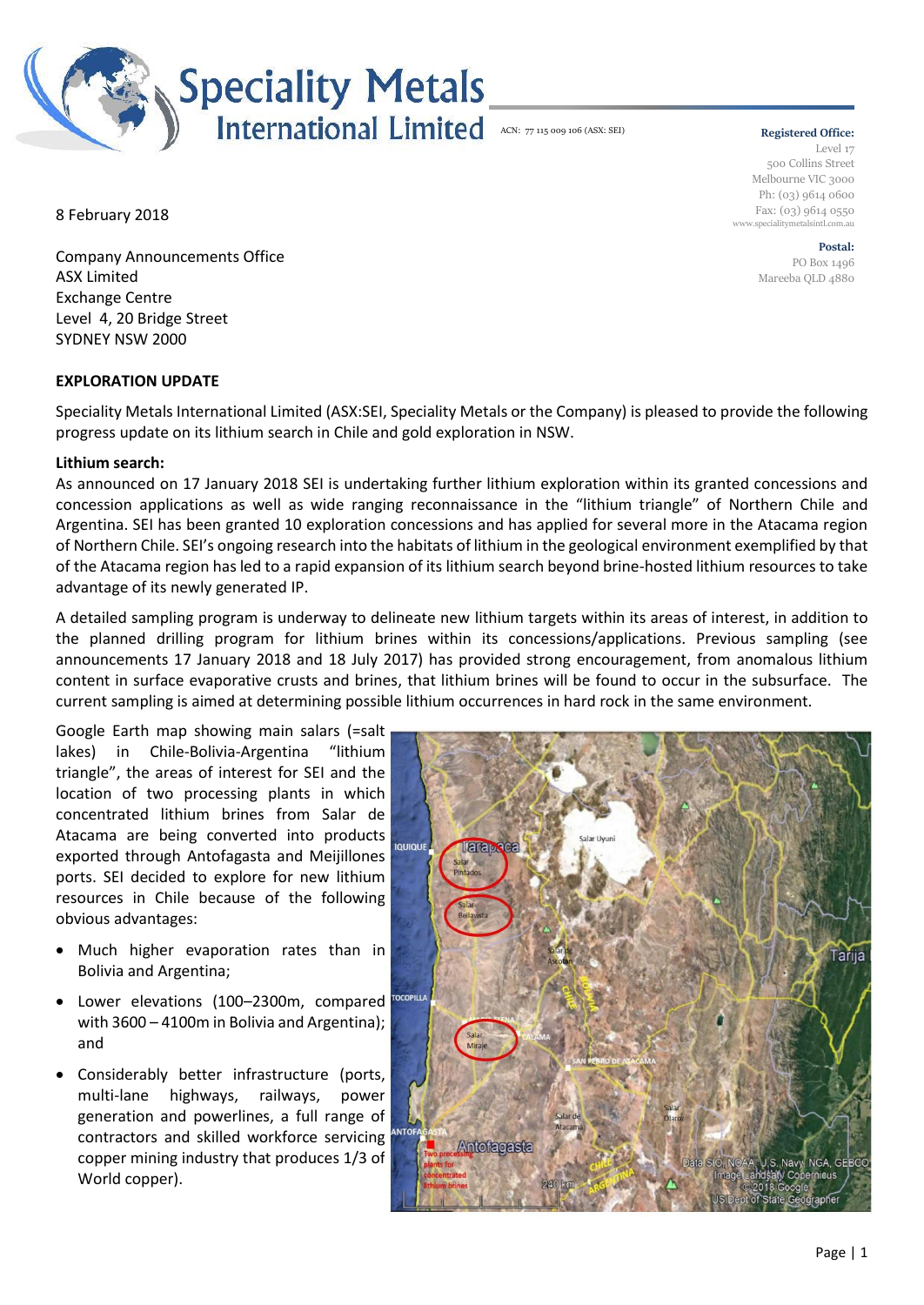# Speciality Metals International Limited

ACN: 77 115 009 106 (ASX: SEI)

**Registered Office:**
Level 17
500 Collins Street
Melbourne VIC 3000
Ph: (03) 9614 0600
Fax: (03) 9614 0550
www.specialitymetalsintl.com.au

**Postal:**
PO Box 1496
Mareeba QLD 4880

8 February 2018

Company Announcements Office
ASX Limited
Exchange Centre
Level 4, 20 Bridge Street
SYDNEY NSW 2000

**EXPLORATION UPDATE**

Speciality Metals International Limited (ASX:SEI, Speciality Metals or the Company) is pleased to provide the following progress update on its lithium search in Chile and gold exploration in NSW.

**Lithium search:**

As announced on 17 January 2018 SEI is undertaking further lithium exploration within its granted concessions and concession applications as well as wide ranging reconnaissance in the "lithium triangle" of Northern Chile and Argentina. SEI has been granted 10 exploration concessions and has applied for several more in the Atacama region of Northern Chile. SEI's ongoing research into the habitats of lithium in the geological environment exemplified by that of the Atacama region has led to a rapid expansion of its lithium search beyond brine-hosted lithium resources to take advantage of its newly generated IP.

A detailed sampling program is underway to delineate new lithium targets within its areas of interest, in addition to the planned drilling program for lithium brines within its concessions/applications. Previous sampling (see announcements 17 January 2018 and 18 July 2017) has provided strong encouragement, from anomalous lithium content in surface evaporative crusts and brines, that lithium brines will be found to occur in the subsurface. The current sampling is aimed at determining possible lithium occurrences in hard rock in the same environment.

Google Earth map showing main salars (=salt lakes) in Chile-Bolivia-Argentina "lithium triangle", the areas of interest for SEI and the location of two processing plants in which concentrated lithium brines from Salar de Atacama are being converted into products exported through Antofagasta and Meijillones ports. SEI decided to explore for new lithium resources in Chile because of the following obvious advantages:

- Much higher evaporation rates than in Bolivia and Argentina;
- Lower elevations (100–2300m, compared with 3600 – 4100m in Bolivia and Argentina); and
- Considerably better infrastructure (ports, multi-lane highways, railways, power generation and powerlines, a full range of contractors and skilled workforce servicing copper mining industry that produces 1/3 of World copper).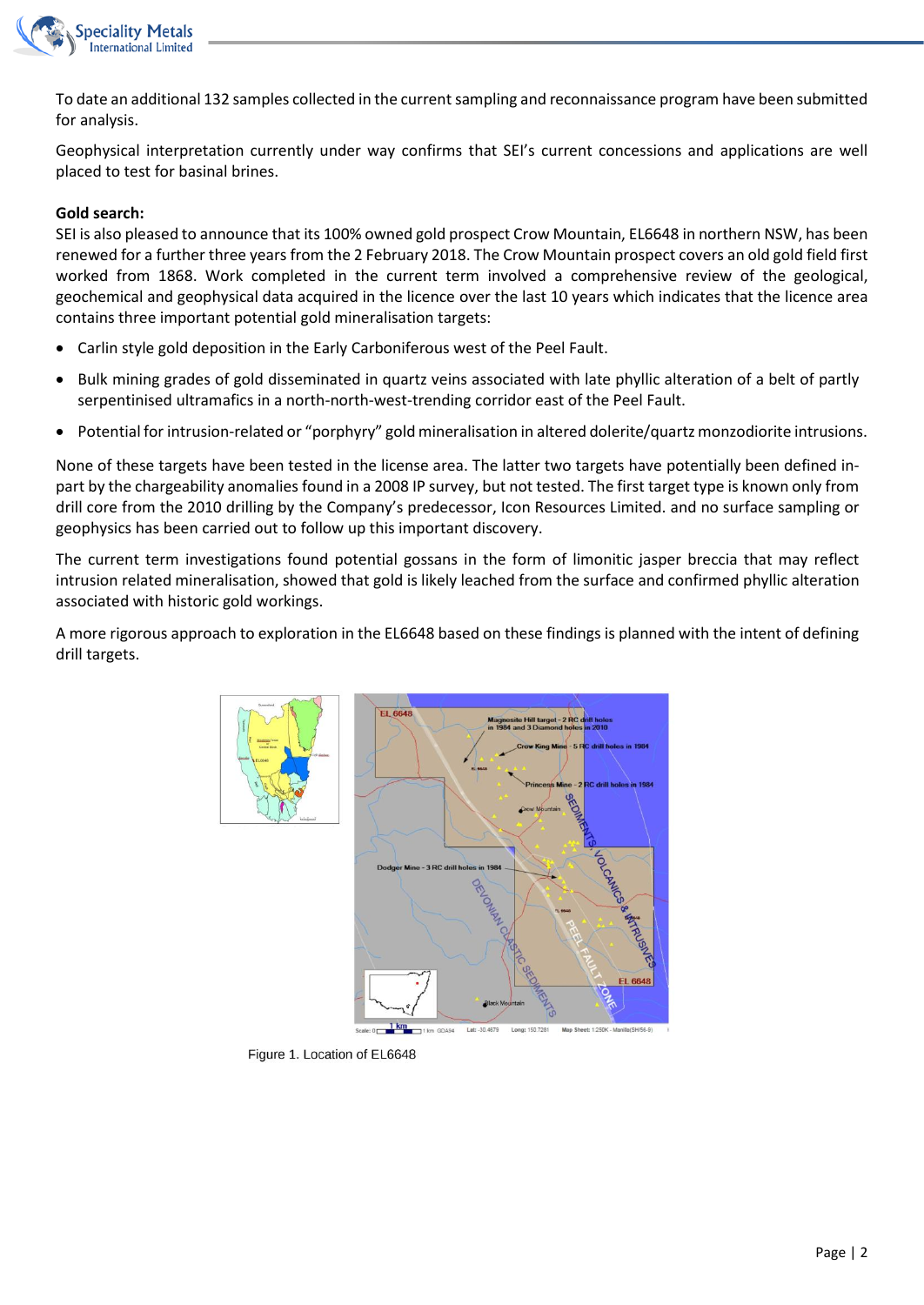To date an additional 132 samples collected in the current sampling and reconnaissance program have been submitted for analysis.

Geophysical interpretation currently under way confirms that SEI's current concessions and applications are well placed to test for basinal brines.

**Gold search:**

SEI is also pleased to announce that its 100% owned gold prospect Crow Mountain, EL6648 in northern NSW, has been renewed for a further three years from the 2 February 2018. The Crow Mountain prospect covers an old gold field first worked from 1868. Work completed in the current term involved a comprehensive review of the geological, geochemical and geophysical data acquired in the licence over the last 10 years which indicates that the licence area contains three important potential gold mineralisation targets:

- Carlin style gold deposition in the Early Carboniferous west of the Peel Fault.
- Bulk mining grades of gold disseminated in quartz veins associated with late phyllic alteration of a belt of partly serpentinised ultramafics in a north-north-west-trending corridor east of the Peel Fault.
- Potential for intrusion-related or "porphyry" gold mineralisation in altered dolerite/quartz monzodiorite intrusions.

None of these targets have been tested in the license area. The latter two targets have potentially been defined in-part by the chargeability anomalies found in a 2008 IP survey, but not tested. The first target type is known only from drill core from the 2010 drilling by the Company's predecessor, Icon Resources Limited. and no surface sampling or geophysics has been carried out to follow up this important discovery.

The current term investigations found potential gossans in the form of limonitic jasper breccia that may reflect intrusion related mineralisation, showed that gold is likely leached from the surface and confirmed phyllic alteration associated with historic gold workings.

A more rigorous approach to exploration in the EL6648 based on these findings is planned with the intent of defining drill targets.

Figure 1. Location of EL6648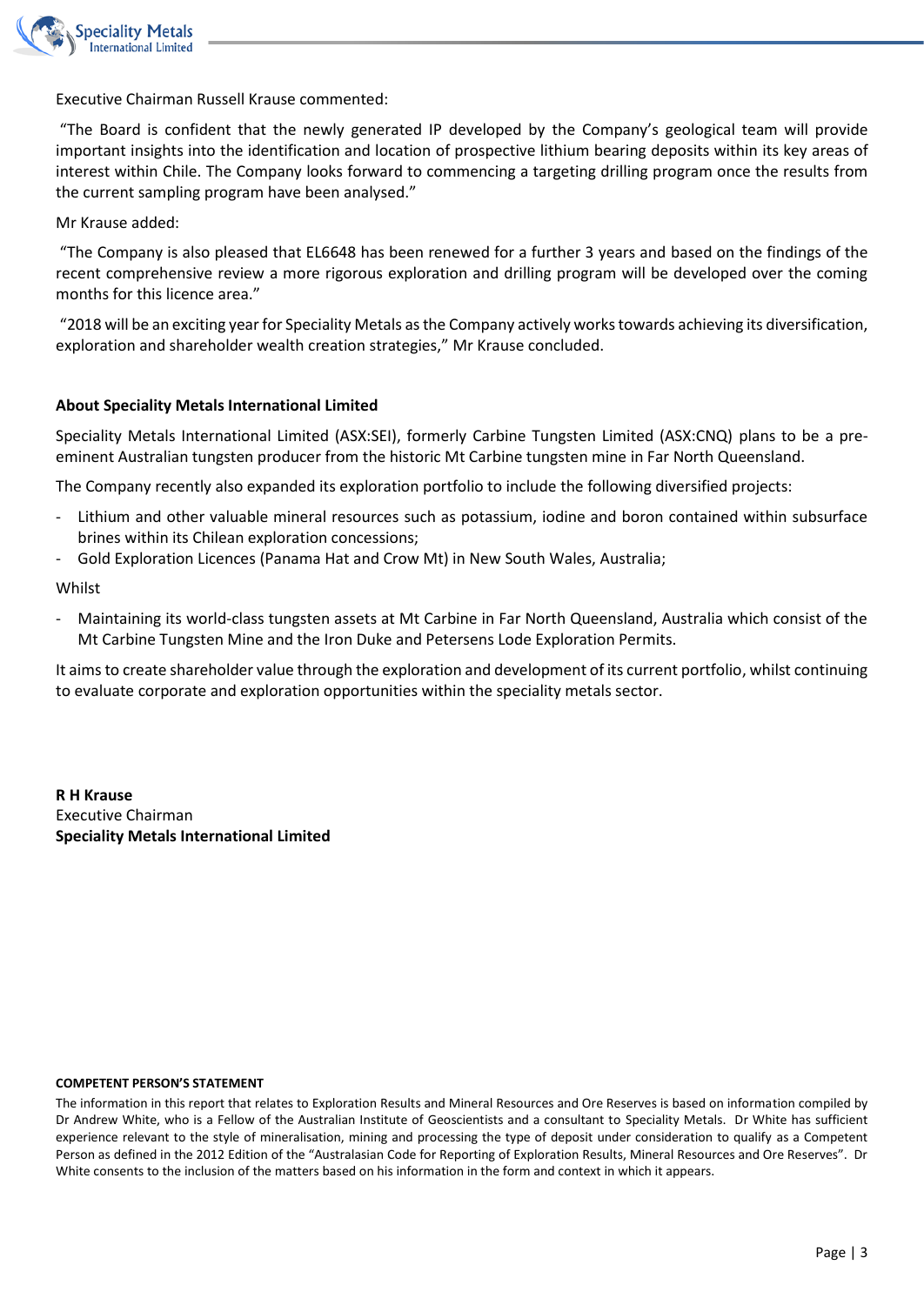Executive Chairman Russell Krause commented:

"The Board is confident that the newly generated IP developed by the Company's geological team will provide important insights into the identification and location of prospective lithium bearing deposits within its key areas of interest within Chile. The Company looks forward to commencing a targeting drilling program once the results from the current sampling program have been analysed."

Mr Krause added:

"The Company is also pleased that EL6648 has been renewed for a further 3 years and based on the findings of the recent comprehensive review a more rigorous exploration and drilling program will be developed over the coming months for this licence area."

"2018 will be an exciting year for Speciality Metals as the Company actively works towards achieving its diversification, exploration and shareholder wealth creation strategies," Mr Krause concluded.

**About Speciality Metals International Limited**

Speciality Metals International Limited (ASX:SEI), formerly Carbine Tungsten Limited (ASX:CNQ) plans to be a pre-eminent Australian tungsten producer from the historic Mt Carbine tungsten mine in Far North Queensland.

The Company recently also expanded its exploration portfolio to include the following diversified projects:

- Lithium and other valuable mineral resources such as potassium, iodine and boron contained within subsurface brines within its Chilean exploration concessions;
- Gold Exploration Licences (Panama Hat and Crow Mt) in New South Wales, Australia;

Whilst

- Maintaining its world-class tungsten assets at Mt Carbine in Far North Queensland, Australia which consist of the Mt Carbine Tungsten Mine and the Iron Duke and Petersens Lode Exploration Permits.

It aims to create shareholder value through the exploration and development of its current portfolio, whilst continuing to evaluate corporate and exploration opportunities within the speciality metals sector.

**R H Krause**
Executive Chairman
**Speciality Metals International Limited**

**COMPETENT PERSON'S STATEMENT**

The information in this report that relates to Exploration Results and Mineral Resources and Ore Reserves is based on information compiled by Dr Andrew White, who is a Fellow of the Australian Institute of Geoscientists and a consultant to Speciality Metals. Dr White has sufficient experience relevant to the style of mineralisation, mining and processing the type of deposit under consideration to qualify as a Competent Person as defined in the 2012 Edition of the "Australasian Code for Reporting of Exploration Results, Mineral Resources and Ore Reserves". Dr White consents to the inclusion of the matters based on his information in the form and context in which it appears.